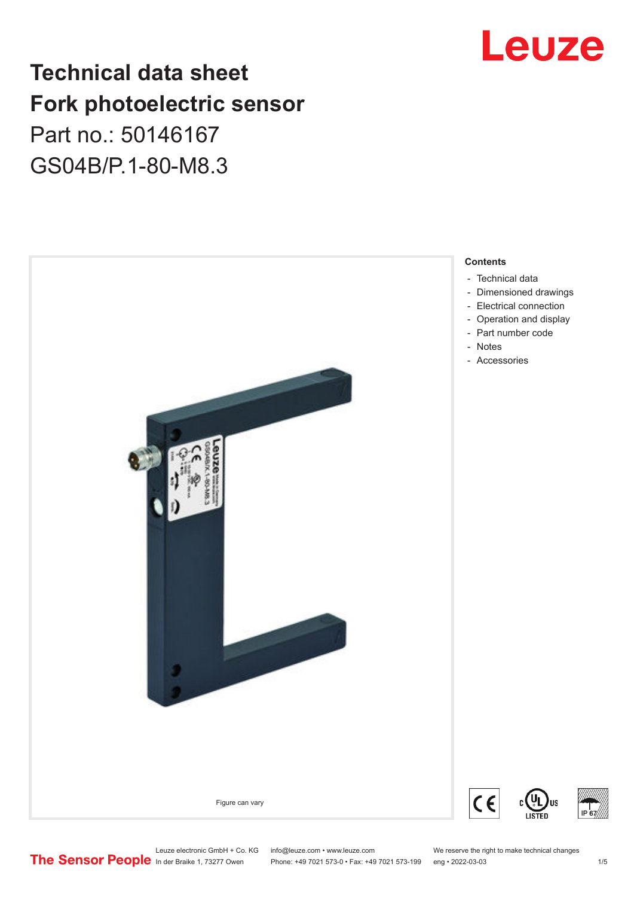# Technical data sheet
# Fork photoelectric sensor

Part no.: 50146167

GS04B/P.1-80-M8.3

Figure can vary

**Contents**

- Technical data
- Dimensioned drawings
- Electrical connection
- Operation and display
- Part number code
- Notes
- Accessories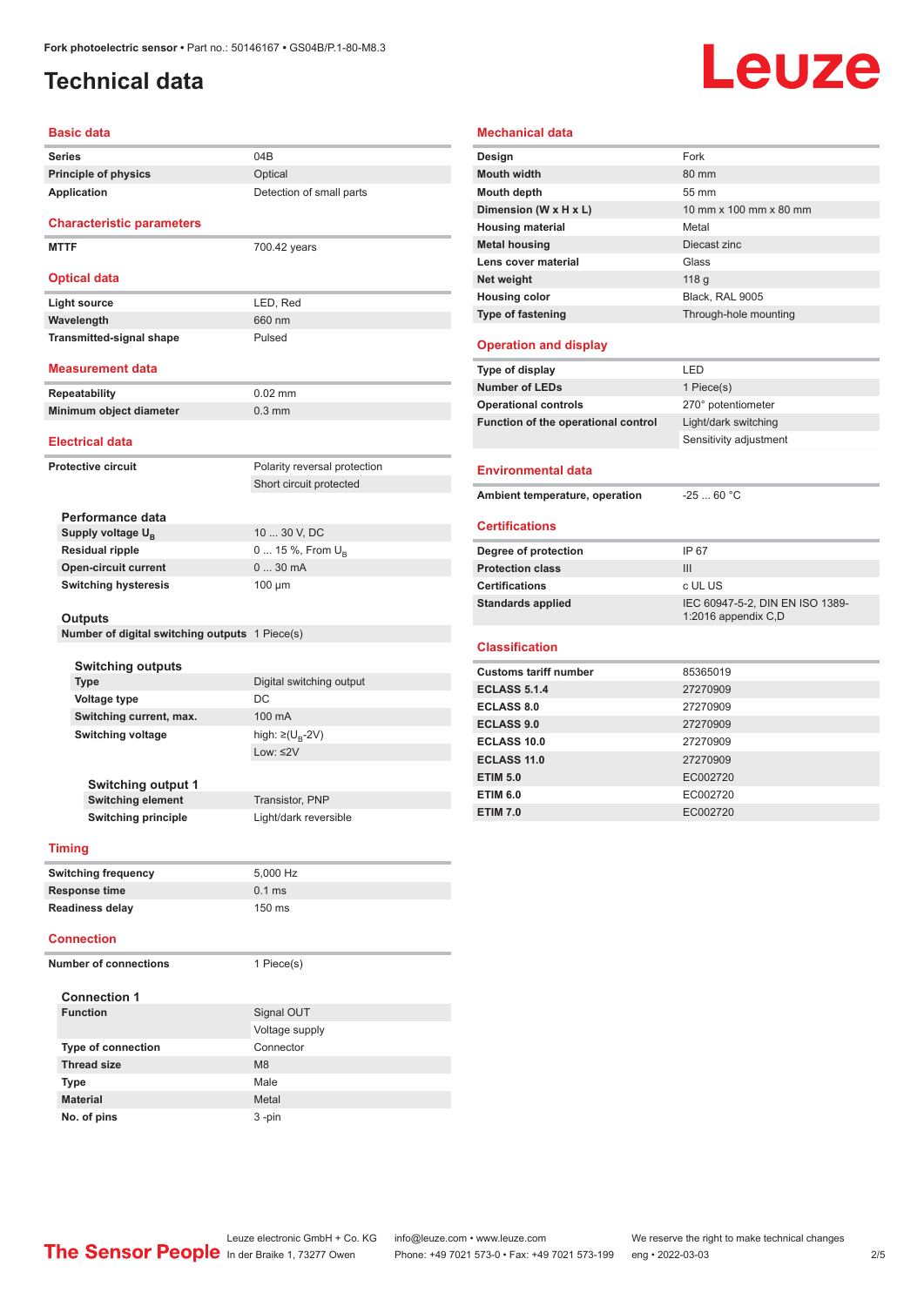# Technical data

Fork photoelectric sensor • Part no.: 50146167 • GS04B/P.1-80-M8.3

## Basic data

| | |
|---|---|
| Series | 04B |
| Principle of physics | Optical |
| Application | Detection of small parts |

## Characteristic parameters

| | |
|---|---|
| MTTF | 700.42 years |

## Optical data

| | |
|---|---|
| Light source | LED, Red |
| Wavelength | 660 nm |
| Transmitted-signal shape | Pulsed |

## Measurement data

| | |
|---|---|
| Repeatability | 0.02 mm |
| Minimum object diameter | 0.3 mm |

## Electrical data

| | |
|---|---|
| Protective circuit | Polarity reversal protection |
| | Short circuit protected |

### Performance data

| | |
|---|---|
| Supply voltage $U_B$ | 10 ... 30 V, DC |
| Residual ripple | 0 ... 15 %, From $U_B$ |
| Open-circuit current | 0 ... 30 mA |
| Switching hysteresis | 100 µm |

### Outputs

| | |
|---|---|
| Number of digital switching outputs | 1 Piece(s) |

#### Switching outputs

| | |
|---|---|
| Type | Digital switching output |
| Voltage type | DC |
| Switching current, max. | 100 mA |
| Switching voltage | high: ≥($U_B$-2V) |
| | Low: ≤2V |

##### Switching output 1

| | |
|---|---|
| Switching element | Transistor, PNP |
| Switching principle | Light/dark reversible |

## Timing

| | |
|---|---|
| Switching frequency | 5,000 Hz |
| Response time | 0.1 ms |
| Readiness delay | 150 ms |

## Connection

| | |
|---|---|
| Number of connections | 1 Piece(s) |

### Connection 1

| | |
|---|---|
| Function | Signal OUT |
| | Voltage supply |
| Type of connection | Connector |
| Thread size | M8 |
| Type | Male |
| Material | Metal |
| No. of pins | 3 -pin |

## Mechanical data

| | |
|---|---|
| Design | Fork |
| Mouth width | 80 mm |
| Mouth depth | 55 mm |
| Dimension (W x H x L) | 10 mm x 100 mm x 80 mm |
| Housing material | Metal |
| Metal housing | Diecast zinc |
| Lens cover material | Glass |
| Net weight | 118 g |
| Housing color | Black, RAL 9005 |
| Type of fastening | Through-hole mounting |

## Operation and display

| | |
|---|---|
| Type of display | LED |
| Number of LEDs | 1 Piece(s) |
| Operational controls | 270° potentiometer |
| Function of the operational control | Light/dark switching |
| | Sensitivity adjustment |

## Environmental data

| | |
|---|---|
| Ambient temperature, operation | -25 ... 60 °C |

## Certifications

| | |
|---|---|
| Degree of protection | IP 67 |
| Protection class | III |
| Certifications | c UL US |
| Standards applied | IEC 60947-5-2, DIN EN ISO 1389-1:2016 appendix C,D |

## Classification

| | |
|---|---|
| Customs tariff number | 85365019 |
| ECLASS 5.1.4 | 27270909 |
| ECLASS 8.0 | 27270909 |
| ECLASS 9.0 | 27270909 |
| ECLASS 10.0 | 27270909 |
| ECLASS 11.0 | 27270909 |
| ETIM 5.0 | EC002720 |
| ETIM 6.0 | EC002720 |
| ETIM 7.0 | EC002720 |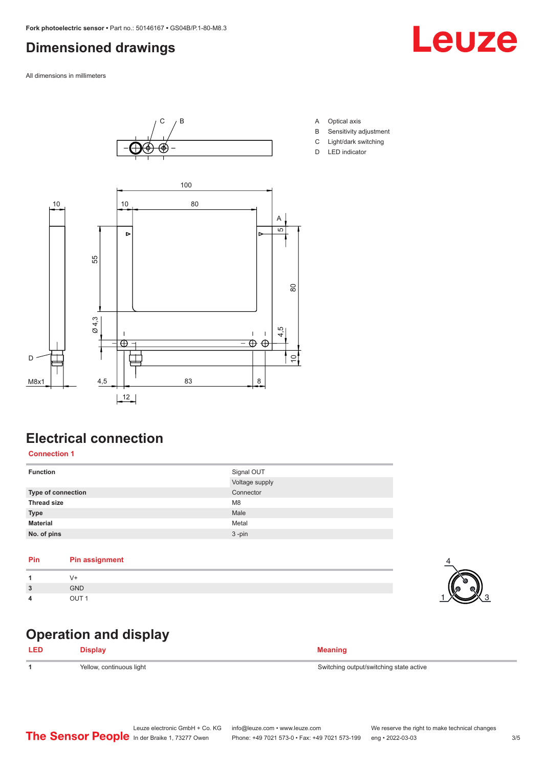# Dimensioned drawings

All dimensions in millimeters

A Optical axis
B Sensitivity adjustment
C Light/dark switching
D LED indicator

# Electrical connection

**Connection 1**

| | |
|---|---|
| **Function** | Signal OUT |
| | Voltage supply |
| **Type of connection** | Connector |
| **Thread size** | M8 |
| **Type** | Male |
| **Material** | Metal |
| **No. of pins** | 3 -pin |

| Pin | Pin assignment |
|---|---|
| **1** | V+ |
| **3** | GND |
| **4** | OUT 1 |

# Operation and display

| LED | Display | Meaning |
|---|---|---|
| **1** | Yellow, continuous light | Switching output/switching state active |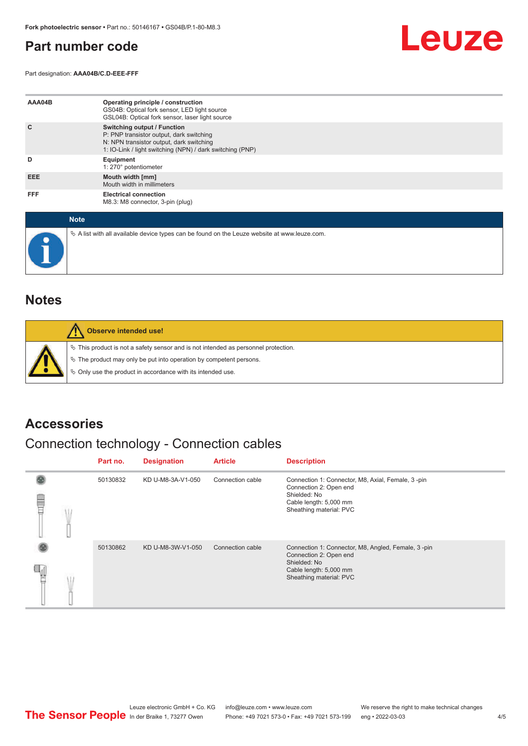# Part number code

Part designation: **AAA04B/C.D-EEE-FFF**

| | |
|---|---|
| **AAA04B** | **Operating principle / construction**<br>GS04B: Optical fork sensor, LED light source<br>GSL04B: Optical fork sensor, laser light source |
| **C** | **Switching output / Function**<br>P: PNP transistor output, dark switching<br>N: NPN transistor output, dark switching<br>1: IO-Link / light switching (NPN) / dark switching (PNP) |
| **D** | **Equipment**<br>1: 270° potentiometer |
| **EEE** | **Mouth width [mm]**<br>Mouth width in millimeters |
| **FFF** | **Electrical connection**<br>M8.3: M8 connector, 3-pin (plug) |

**Note**

- A list with all available device types can be found on the Leuze website at www.leuze.com.

# Notes

**Observe intended use!**

- This product is not a safety sensor and is not intended as personnel protection.
- The product may only be put into operation by competent persons.
- Only use the product in accordance with its intended use.

# Accessories

## Connection technology - Connection cables

| Part no. | Designation | Article | Description |
|---|---|---|---|
| 50130832 | KD U-M8-3A-V1-050 | Connection cable | Connection 1: Connector, M8, Axial, Female, 3 -pin<br>Connection 2: Open end<br>Shielded: No<br>Cable length: 5,000 mm<br>Sheathing material: PVC |
| 50130862 | KD U-M8-3W-V1-050 | Connection cable | Connection 1: Connector, M8, Angled, Female, 3 -pin<br>Connection 2: Open end<br>Shielded: No<br>Cable length: 5,000 mm<br>Sheathing material: PVC |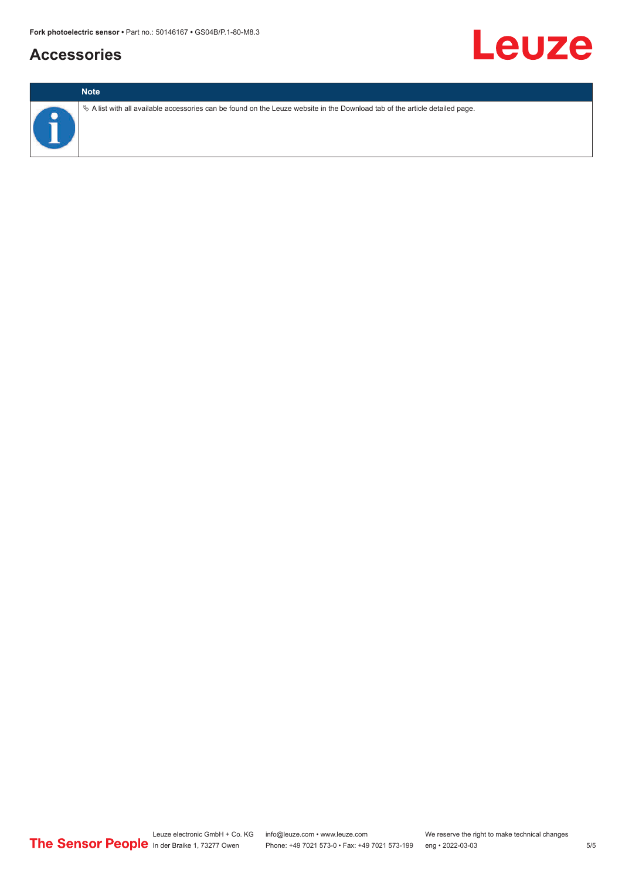## Accessories

| | Note |
|---|---|
| | ✎ A list with all available accessories can be found on the Leuze website in the Download tab of the article detailed page. |